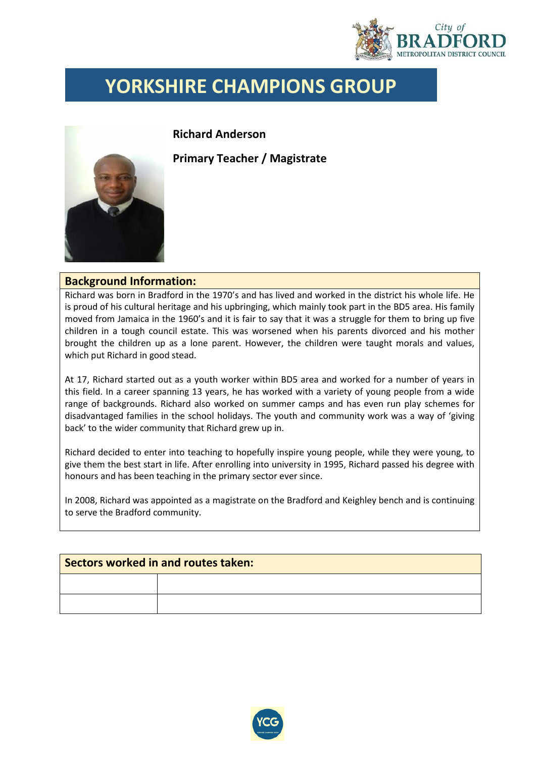# YORKSHIRE CHAMPIONS GROUP

**Richard Anderson**

**Primary Teacher / Magistrate**

## Background Information:

Richard was born in Bradford in the 1970's and has lived and worked in the district his whole life. He is proud of his cultural heritage and his upbringing, which mainly took part in the BD5 area. His family moved from Jamaica in the 1960's and it is fair to say that it was a struggle for them to bring up five children in a tough council estate. This was worsened when his parents divorced and his mother brought the children up as a lone parent. However, the children were taught morals and values, which put Richard in good stead.

At 17, Richard started out as a youth worker within BD5 area and worked for a number of years in this field. In a career spanning 13 years, he has worked with a variety of young people from a wide range of backgrounds. Richard also worked on summer camps and has even run play schemes for disadvantaged families in the school holidays. The youth and community work was a way of 'giving back' to the wider community that Richard grew up in.

Richard decided to enter into teaching to hopefully inspire young people, while they were young, to give them the best start in life. After enrolling into university in 1995, Richard passed his degree with honours and has been teaching in the primary sector ever since.

In 2008, Richard was appointed as a magistrate on the Bradford and Keighley bench and is continuing to serve the Bradford community.

## Sectors worked in and routes taken:

| | |
|---|---|
| | |
| | |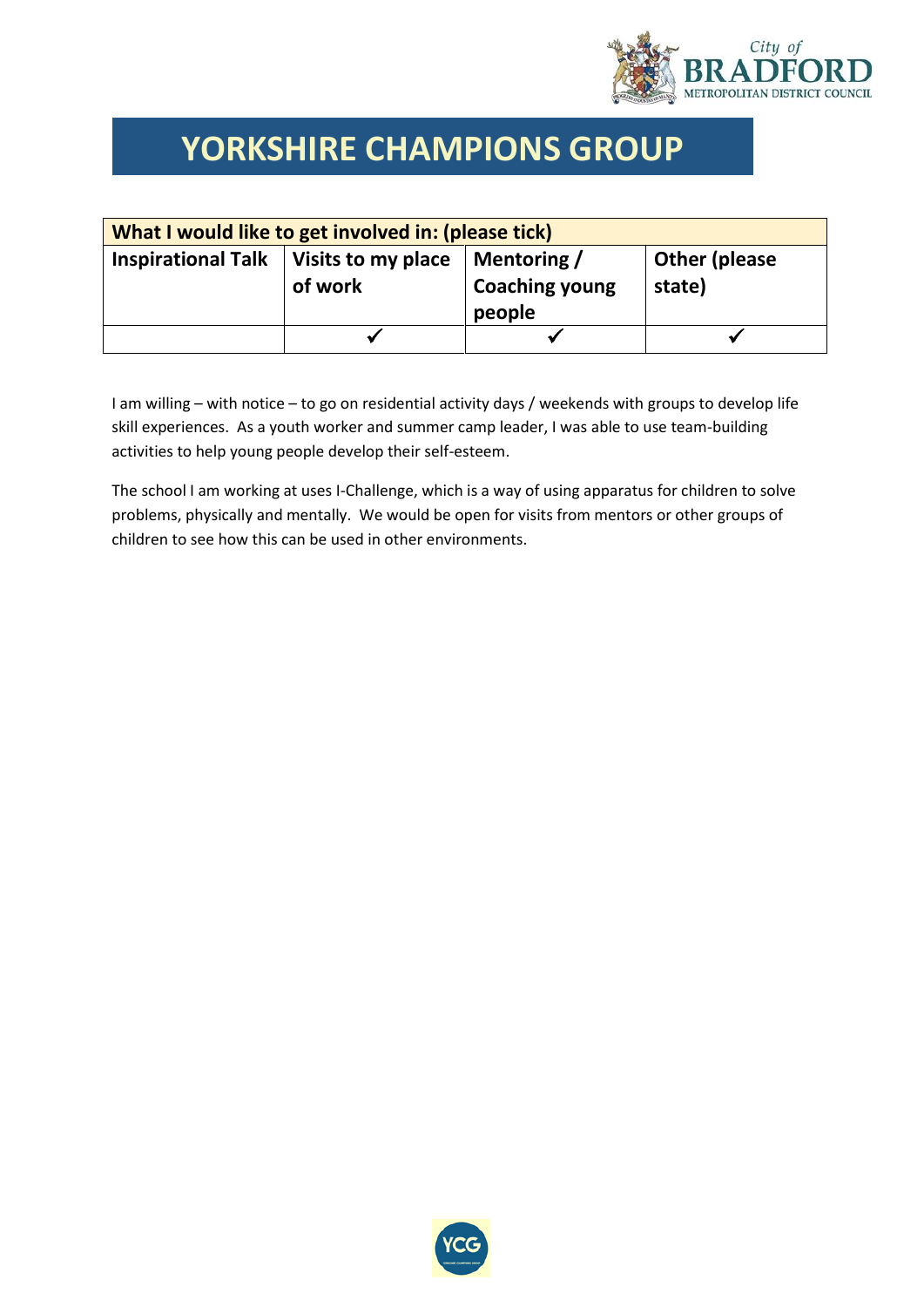# YORKSHIRE CHAMPIONS GROUP

| What I would like to get involved in: (please tick) | | | |
|---|---|---|---|
| **Inspirational Talk** | **Visits to my place of work** | **Mentoring / Coaching young people** | **Other (please state)** |
| | ✔ | ✔ | ✔ |

I am willing – with notice – to go on residential activity days / weekends with groups to develop life skill experiences. As a youth worker and summer camp leader, I was able to use team-building activities to help young people develop their self-esteem.

The school I am working at uses I-Challenge, which is a way of using apparatus for children to solve problems, physically and mentally. We would be open for visits from mentors or other groups of children to see how this can be used in other environments.